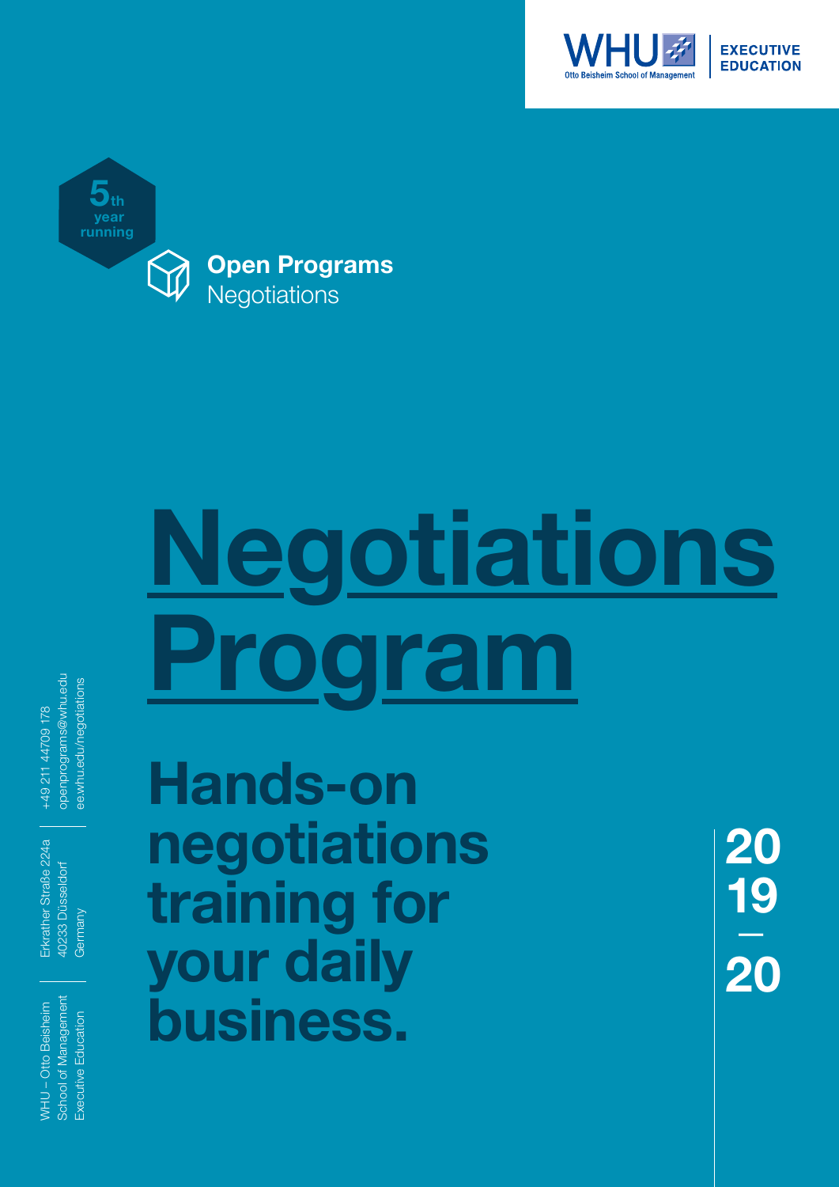WHU Otto Beisheim School of Management | EXECUTIVE EDUCATION

5th year running

**Open Programs**
Negotiations

# Negotiations Program

## Hands-on negotiations training for your daily business.

2019 — 2020

WHU – Otto Beisheim School of Management Executive Education

Erkrather Straße 224a
40233 Düsseldorf
Germany

+49 211 44709 178
openprograms@whu.edu
ee.whu.edu/negotiations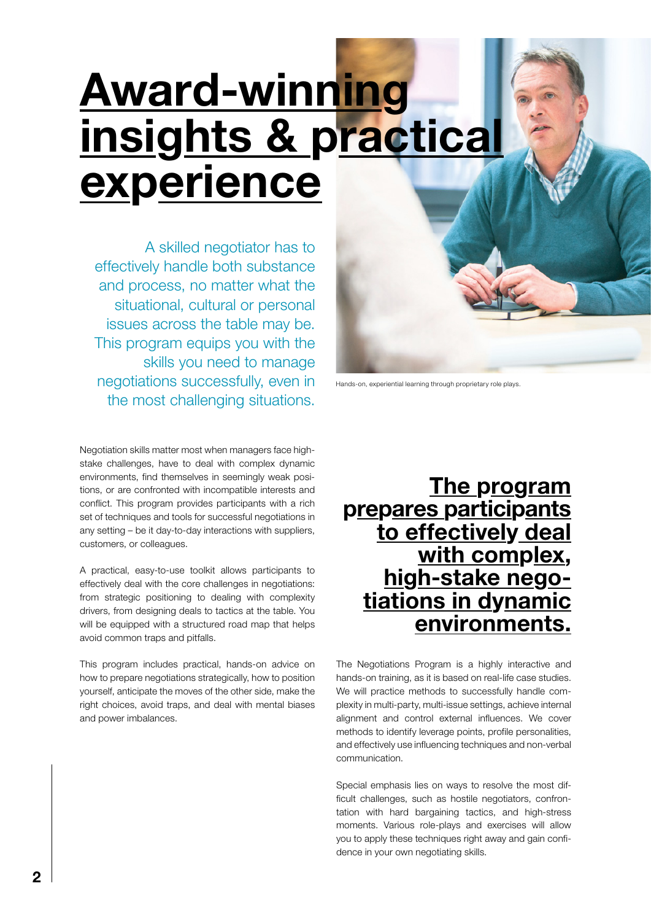# Award-winning insights & practical experience

A skilled negotiator has to effectively handle both substance and process, no matter what the situational, cultural or personal issues across the table may be. This program equips you with the skills you need to manage negotiations successfully, even in the most challenging situations.

Hands-on, experiential learning through proprietary role plays.

Negotiation skills matter most when managers face high-stake challenges, have to deal with complex dynamic environments, find themselves in seemingly weak positions, or are confronted with incompatible interests and conflict. This program provides participants with a rich set of techniques and tools for successful negotiations in any setting – be it day-to-day interactions with suppliers, customers, or colleagues.

A practical, easy-to-use toolkit allows participants to effectively deal with the core challenges in negotiations: from strategic positioning to dealing with complexity drivers, from designing deals to tactics at the table. You will be equipped with a structured road map that helps avoid common traps and pitfalls.

This program includes practical, hands-on advice on how to prepare negotiations strategically, how to position yourself, anticipate the moves of the other side, make the right choices, avoid traps, and deal with mental biases and power imbalances.

## The program prepares participants to effectively deal with complex, high-stake negotiations in dynamic environments.

The Negotiations Program is a highly interactive and hands-on training, as it is based on real-life case studies. We will practice methods to successfully handle complexity in multi-party, multi-issue settings, achieve internal alignment and control external influences. We cover methods to identify leverage points, profile personalities, and effectively use influencing techniques and non-verbal communication.

Special emphasis lies on ways to resolve the most difficult challenges, such as hostile negotiators, confrontation with hard bargaining tactics, and high-stress moments. Various role-plays and exercises will allow you to apply these techniques right away and gain confidence in your own negotiating skills.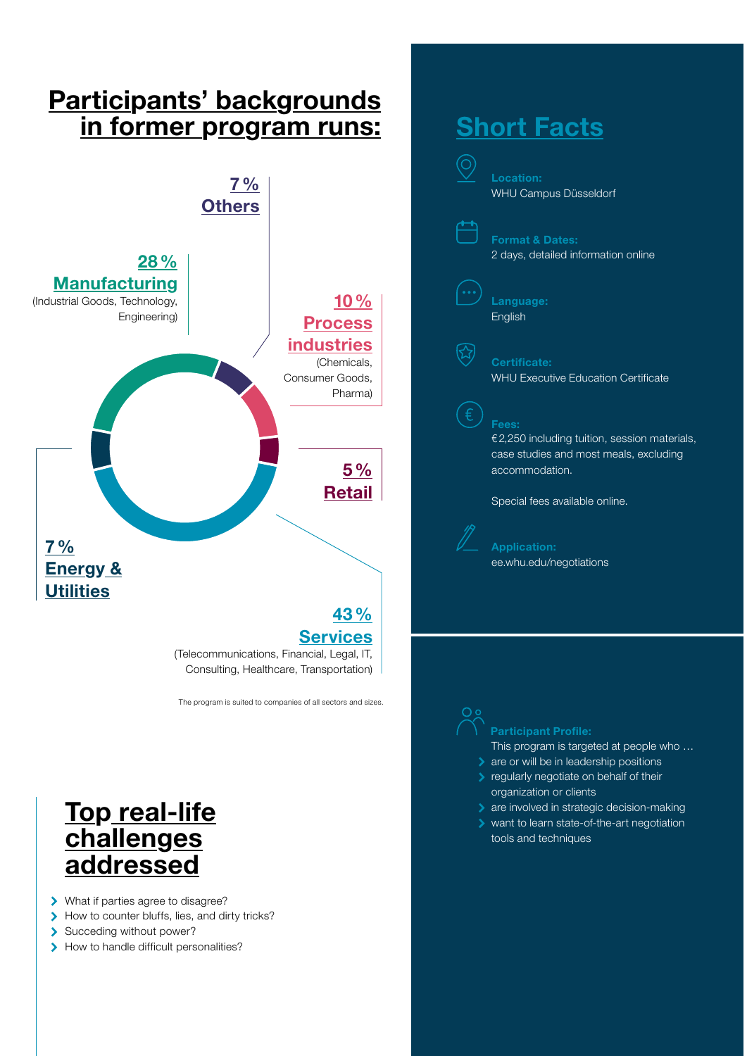# Participants' backgrounds in former program runs:

**7 % Others**

**28 % Manufacturing**
(Industrial Goods, Technology, Engineering)

**10 % Process industries**
(Chemicals, Consumer Goods, Pharma)

**5 % Retail**

**7 % Energy & Utilities**

**43 % Services**
(Telecommunications, Financial, Legal, IT, Consulting, Healthcare, Transportation)

The program is suited to companies of all sectors and sizes.

# Top real-life challenges addressed

- What if parties agree to disagree?
- How to counter bluffs, lies, and dirty tricks?
- Succeding without power?
- How to handle difficult personalities?

# Short Facts

**Location:**
WHU Campus Düsseldorf

**Format & Dates:**
2 days, detailed information online

**Language:**
English

**Certificate:**
WHU Executive Education Certificate

**Fees:**
€2,250 including tuition, session materials, case studies and most meals, excluding accommodation.

Special fees available online.

**Application:**
ee.whu.edu/negotiations

**Participant Profile:**
This program is targeted at people who …

- are or will be in leadership positions
- regularly negotiate on behalf of their organization or clients
- are involved in strategic decision-making
- want to learn state-of-the-art negotiation tools and techniques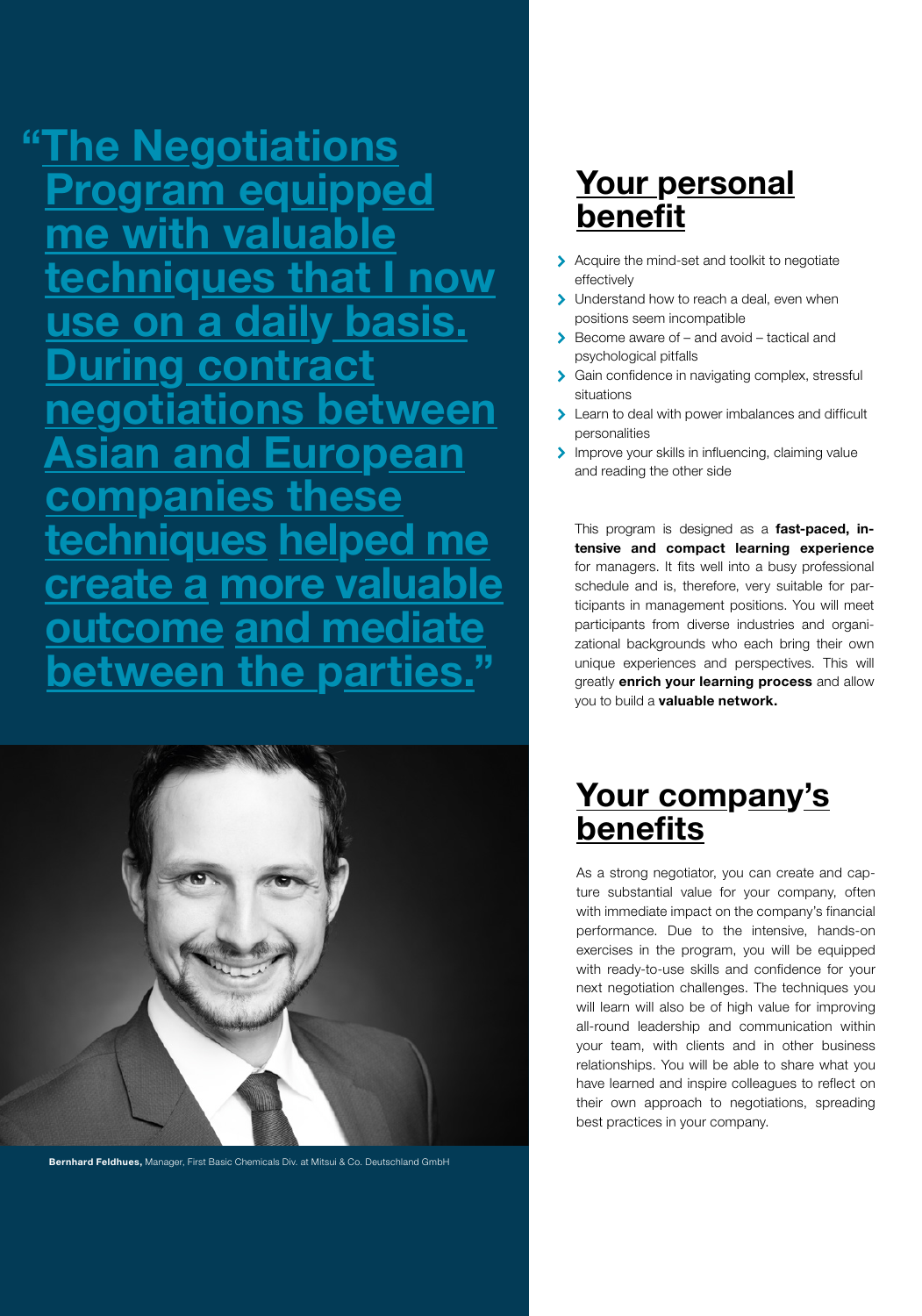"The Negotiations Program equipped me with valuable techniques that I now use on a daily basis. During contract negotiations between Asian and European companies these techniques helped me create a more valuable outcome and mediate between the parties."

**Bernhard Feldhues,** Manager, First Basic Chemicals Div. at Mitsui & Co. Deutschland GmbH

## Your personal benefit

- Acquire the mind-set and toolkit to negotiate effectively
- Understand how to reach a deal, even when positions seem incompatible
- Become aware of – and avoid – tactical and psychological pitfalls
- Gain confidence in navigating complex, stressful situations
- Learn to deal with power imbalances and difficult personalities
- Improve your skills in influencing, claiming value and reading the other side

This program is designed as a **fast-paced, intensive and compact learning experience** for managers. It fits well into a busy professional schedule and is, therefore, very suitable for participants in management positions. You will meet participants from diverse industries and organizational backgrounds who each bring their own unique experiences and perspectives. This will greatly **enrich your learning process** and allow you to build a **valuable network.**

## Your company's benefits

As a strong negotiator, you can create and capture substantial value for your company, often with immediate impact on the company's financial performance. Due to the intensive, hands-on exercises in the program, you will be equipped with ready-to-use skills and confidence for your next negotiation challenges. The techniques you will learn will also be of high value for improving all-round leadership and communication within your team, with clients and in other business relationships. You will be able to share what you have learned and inspire colleagues to reflect on their own approach to negotiations, spreading best practices in your company.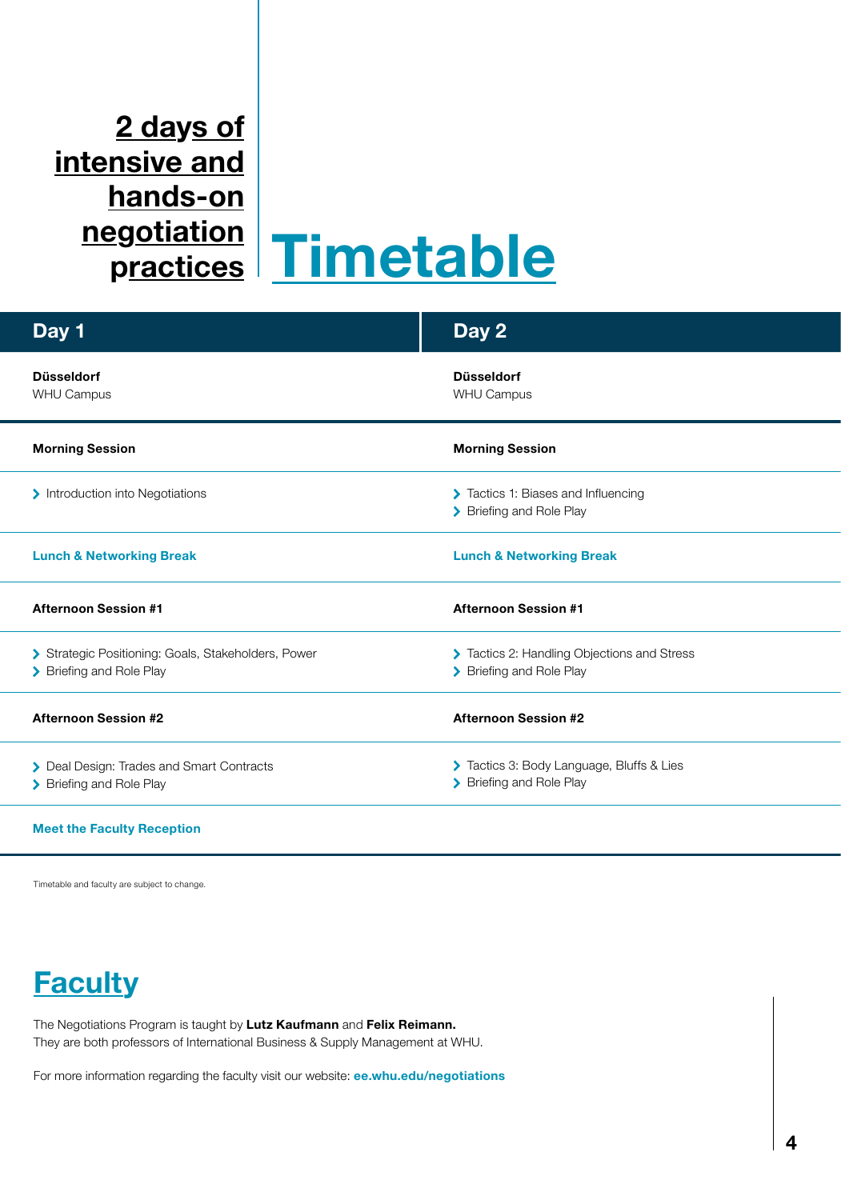**2 days of intensive and hands-on negotiation practices**

# Timetable

| Day 1 | Day 2 |
| --- | --- |
| **Düsseldorf** WHU Campus | **Düsseldorf** WHU Campus |
| **Morning Session** | **Morning Session** |
| › Introduction into Negotiations | › Tactics 1: Biases and Influencing<br>› Briefing and Role Play |
| **Lunch & Networking Break** | **Lunch & Networking Break** |
| **Afternoon Session #1** | **Afternoon Session #1** |
| › Strategic Positioning: Goals, Stakeholders, Power<br>› Briefing and Role Play | › Tactics 2: Handling Objections and Stress<br>› Briefing and Role Play |
| **Afternoon Session #2** | **Afternoon Session #2** |
| › Deal Design: Trades and Smart Contracts<br>› Briefing and Role Play | › Tactics 3: Body Language, Bluffs & Lies<br>› Briefing and Role Play |
| **Meet the Faculty Reception** | |

Timetable and faculty are subject to change.

# Faculty

The Negotiations Program is taught by **Lutz Kaufmann** and **Felix Reimann.**
They are both professors of International Business & Supply Management at WHU.

For more information regarding the faculty visit our website: **ee.whu.edu/negotiations**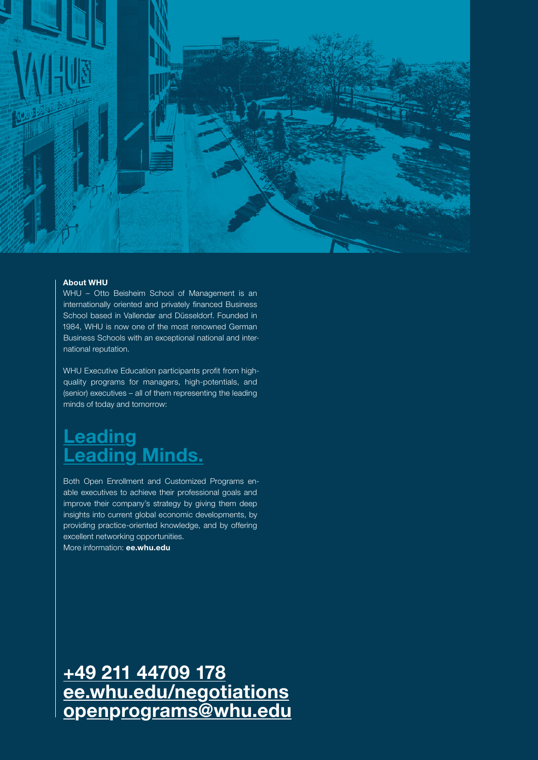**About WHU**

WHU – Otto Beisheim School of Management is an internationally oriented and privately financed Business School based in Vallendar and Düsseldorf. Founded in 1984, WHU is now one of the most renowned German Business Schools with an exceptional national and international reputation.

WHU Executive Education participants profit from high-quality programs for managers, high-potentials, and (senior) executives – all of them representing the leading minds of today and tomorrow:

## Leading Leading Minds.

Both Open Enrollment and Customized Programs enable executives to achieve their professional goals and improve their company's strategy by giving them deep insights into current global economic developments, by providing practice-oriented knowledge, and by offering excellent networking opportunities.
More information: **ee.whu.edu**

## +49 211 44709 178
## ee.whu.edu/negotiations
## openprograms@whu.edu